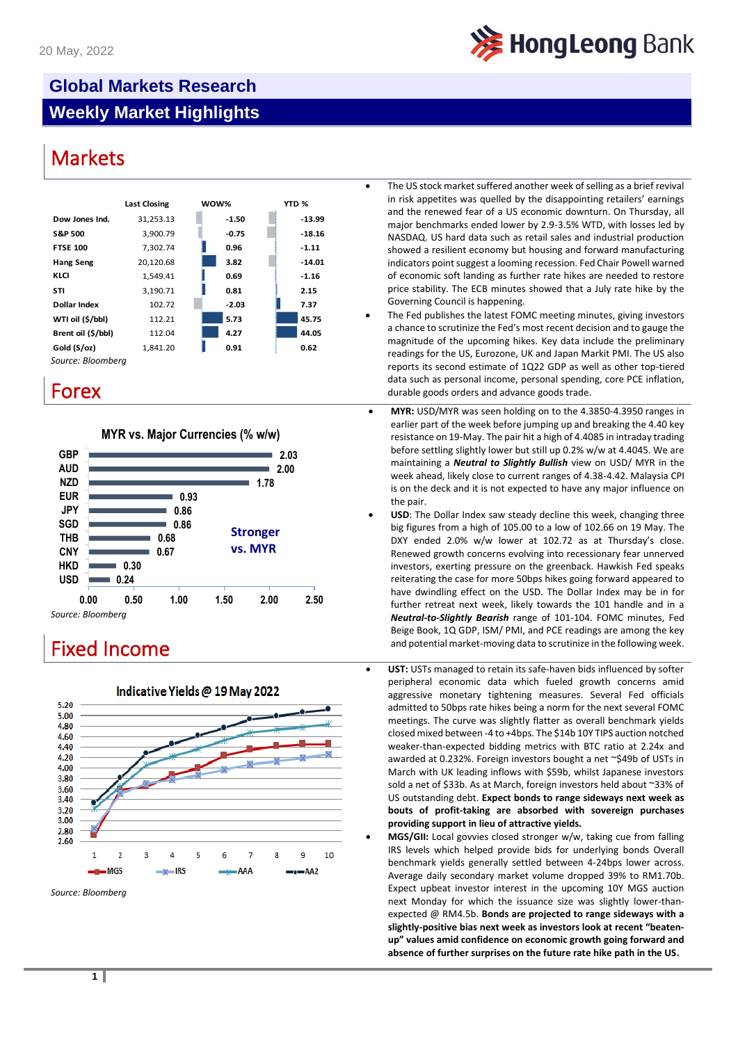20 May, 2022

# Global Markets Research

## Weekly Market Highlights

## Markets

|  | Last Closing | WOW% | YTD % |
|---|---|---|---|
| Dow Jones Ind. | 31,253.13 | -1.50 | -13.99 |
| S&P 500 | 3,900.79 | -0.75 | -18.16 |
| FTSE 100 | 7,302.74 | 0.96 | -1.11 |
| Hang Seng | 20,120.68 | 3.82 | -14.01 |
| KLCI | 1,549.41 | 0.69 | -1.16 |
| STI | 3,190.71 | 0.81 | 2.15 |
| Dollar Index | 102.72 | -2.03 | 7.37 |
| WTI oil ($/bbl) | 112.21 | 5.73 | 45.75 |
| Brent oil ($/bbl) | 112.04 | 4.27 | 44.05 |
| Gold ($/oz) | 1,841.20 | 0.91 | 0.62 |

*Source: Bloomberg*

- The US stock market suffered another week of selling as a brief revival in risk appetites was quelled by the disappointing retailers' earnings and the renewed fear of a US economic downturn. On Thursday, all major benchmarks ended lower by 2.9-3.5% WTD, with losses led by NASDAQ. US hard data such as retail sales and industrial production showed a resilient economy but housing and forward manufacturing indicators point suggest a looming recession. Fed Chair Powell warned of economic soft landing as further rate hikes are needed to restore price stability. The ECB minutes showed that a July rate hike by the Governing Council is happening.
- The Fed publishes the latest FOMC meeting minutes, giving investors a chance to scrutinize the Fed's most recent decision and to gauge the magnitude of the upcoming hikes. Key data include the preliminary readings for the US, Eurozone, UK and Japan Markit PMI. The US also reports its second estimate of 1Q22 GDP as well as other top-tiered data such as personal income, personal spending, core PCE inflation, durable goods orders and advance goods trade.

## Forex

**MYR vs. Major Currencies (% w/w)**

| Currency | % w/w |
|---|---|
| GBP | 2.03 |
| AUD | 2.00 |
| NZD | 1.78 |
| EUR | 0.93 |
| JPY | 0.86 |
| SGD | 0.86 |
| THB | 0.68 |
| CNY | 0.67 |
| HKD | 0.30 |
| USD | 0.24 |

Stronger vs. MYR

*Source: Bloomberg*

- **MYR:** USD/MYR was seen holding on to the 4.3850-4.3950 ranges in earlier part of the week before jumping up and breaking the 4.40 key resistance on 19-May. The pair hit a high of 4.4085 in intraday trading before settling slightly lower but still up 0.2% w/w at 4.4045. We are maintaining a ***Neutral to Slightly Bullish*** view on USD/ MYR in the week ahead, likely close to current ranges of 4.38-4.42. Malaysia CPI is on the deck and it is not expected to have any major influence on the pair.
- **USD**: The Dollar Index saw steady decline this week, changing three big figures from a high of 105.00 to a low of 102.66 on 19 May. The DXY ended 2.0% w/w lower at 102.72 as at Thursday's close. Renewed growth concerns evolving into recessionary fear unnerved investors, exerting pressure on the greenback. Hawkish Fed speaks reiterating the case for more 50bps hikes going forward appeared to have dwindling effect on the USD. The Dollar Index may be in for further retreat next week, likely towards the 101 handle and in a ***Neutral-to-Slightly Bearish*** range of 101-104. FOMC minutes, Fed Beige Book, 1Q GDP, ISM/ PMI, and PCE readings are among the key and potential market-moving data to scrutinize in the following week.

## Fixed Income

**Indicative Yields @ 19 May 2022** (chart: MGS, IRS, AAA, AA2 yields across tenors 1–10 years)

*Source: Bloomberg*

- **UST:** USTs managed to retain its safe-haven bids influenced by softer peripheral economic data which fueled growth concerns amid aggressive monetary tightening measures. Several Fed officials admitted to 50bps rate hikes being a norm for the next several FOMC meetings. The curve was slightly flatter as overall benchmark yields closed mixed between -4 to +4bps. The $14b 10Y TIPS auction notched weaker-than-expected bidding metrics with BTC ratio at 2.24x and awarded at 0.232%. Foreign investors bought a net ~$49b of USTs in March with UK leading inflows with $59b, whilst Japanese investors sold a net of $33b. As at March, foreign investors held about ~33% of US outstanding debt. **Expect bonds to range sideways next week as bouts of profit-taking are absorbed with sovereign purchases providing support in lieu of attractive yields.**
- **MGS/GII:** Local govvies closed stronger w/w, taking cue from falling IRS levels which helped provide bids for underlying bonds Overall benchmark yields generally settled between 4-24bps lower across. Average daily secondary market volume dropped 39% to RM1.70b. Expect upbeat investor interest in the upcoming 10Y MGS auction next Monday for which the issuance size was slightly lower-than-expected @ RM4.5b. **Bonds are projected to range sideways with a slightly-positive bias next week as investors look at recent "beaten-up" values amid confidence on economic growth going forward and absence of further surprises on the future rate hike path in the US.**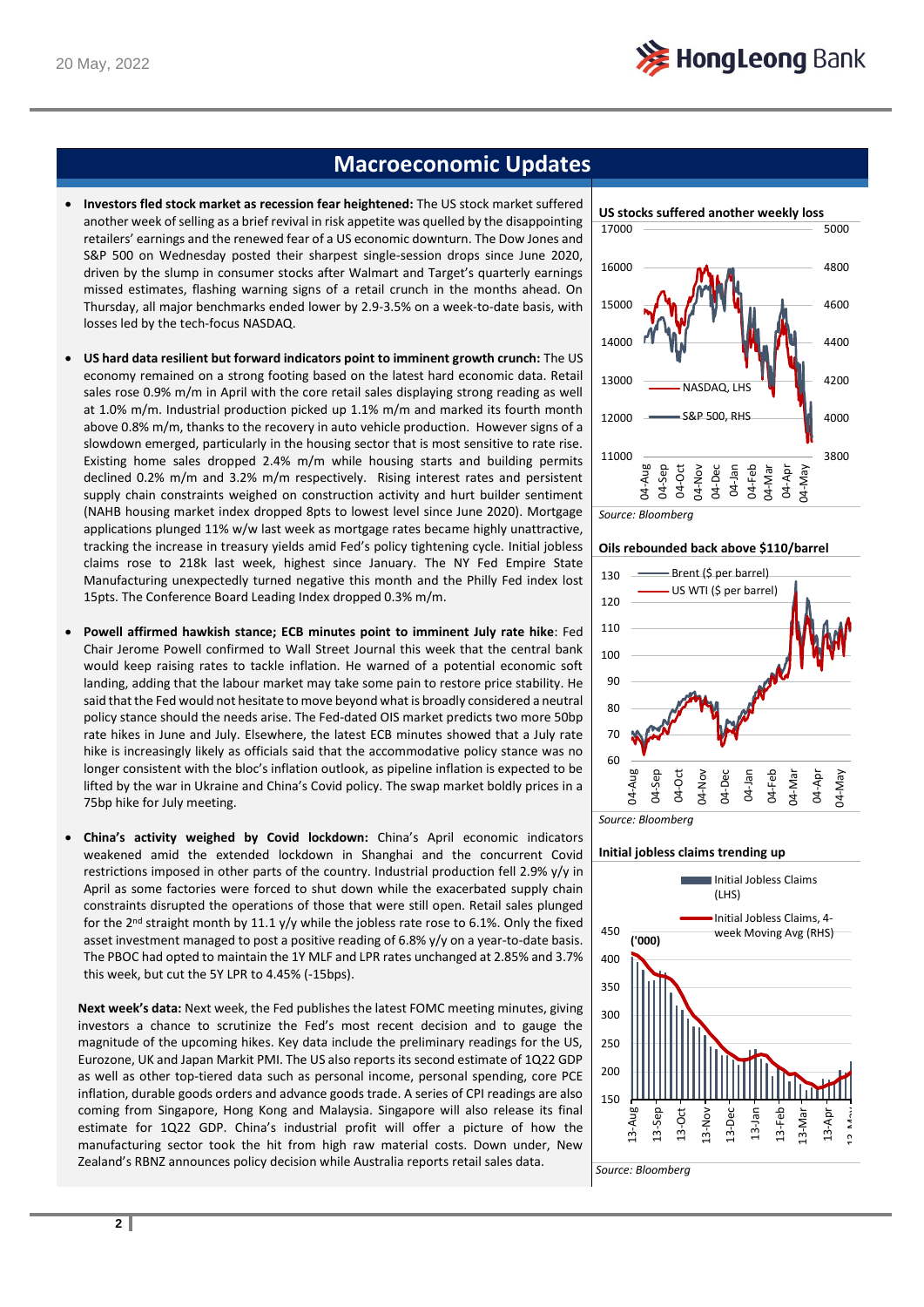## Macroeconomic Updates

- **Investors fled stock market as recession fear heightened:** The US stock market suffered another week of selling as a brief revival in risk appetite was quelled by the disappointing retailers' earnings and the renewed fear of a US economic downturn. The Dow Jones and S&P 500 on Wednesday posted their sharpest single-session drops since June 2020, driven by the slump in consumer stocks after Walmart and Target's quarterly earnings missed estimates, flashing warning signs of a retail crunch in the months ahead. On Thursday, all major benchmarks ended lower by 2.9-3.5% on a week-to-date basis, with losses led by the tech-focus NASDAQ.

- **US hard data resilient but forward indicators point to imminent growth crunch:** The US economy remained on a strong footing based on the latest hard economic data. Retail sales rose 0.9% m/m in April with the core retail sales displaying strong reading as well at 1.0% m/m. Industrial production picked up 1.1% m/m and marked its fourth month above 0.8% m/m, thanks to the recovery in auto vehicle production. However signs of a slowdown emerged, particularly in the housing sector that is most sensitive to rate rise. Existing home sales dropped 2.4% m/m while housing starts and building permits declined 0.2% m/m and 3.2% m/m respectively. Rising interest rates and persistent supply chain constraints weighed on construction activity and hurt builder sentiment (NAHB housing market index dropped 8pts to lowest level since June 2020). Mortgage applications plunged 11% w/w last week as mortgage rates became highly unattractive, tracking the increase in treasury yields amid Fed's policy tightening cycle. Initial jobless claims rose to 218k last week, highest since January. The NY Fed Empire State Manufacturing unexpectedly turned negative this month and the Philly Fed index lost 15pts. The Conference Board Leading Index dropped 0.3% m/m.

- **Powell affirmed hawkish stance; ECB minutes point to imminent July rate hike**: Fed Chair Jerome Powell confirmed to Wall Street Journal this week that the central bank would keep raising rates to tackle inflation. He warned of a potential economic soft landing, adding that the labour market may take some pain to restore price stability. He said that the Fed would not hesitate to move beyond what is broadly considered a neutral policy stance should the needs arise. The Fed-dated OIS market predicts two more 50bp rate hikes in June and July. Elsewhere, the latest ECB minutes showed that a July rate hike is increasingly likely as officials said that the accommodative policy stance was no longer consistent with the bloc's inflation outlook, as pipeline inflation is expected to be lifted by the war in Ukraine and China's Covid policy. The swap market boldly prices in a 75bp hike for July meeting.

- **China's activity weighed by Covid lockdown:** China's April economic indicators weakened amid the extended lockdown in Shanghai and the concurrent Covid restrictions imposed in other parts of the country. Industrial production fell 2.9% y/y in April as some factories were forced to shut down while the exacerbated supply chain constraints disrupted the operations of those that were still open. Retail sales plunged for the 2nd straight month by 11.1 y/y while the jobless rate rose to 6.1%. Only the fixed asset investment managed to post a positive reading of 6.8% y/y on a year-to-date basis. The PBOC had opted to maintain the 1Y MLF and LPR rates unchanged at 2.85% and 3.7% this week, but cut the 5Y LPR to 4.45% (-15bps).

**Next week's data:** Next week, the Fed publishes the latest FOMC meeting minutes, giving investors a chance to scrutinize the Fed's most recent decision and to gauge the magnitude of the upcoming hikes. Key data include the preliminary readings for the US, Eurozone, UK and Japan Markit PMI. The US also reports its second estimate of 1Q22 GDP as well as other top-tiered data such as personal income, personal spending, core PCE inflation, durable goods orders and advance goods trade. A series of CPI readings are also coming from Singapore, Hong Kong and Malaysia. Singapore will also release its final estimate for 1Q22 GDP. China's industrial profit will offer a picture of how the manufacturing sector took the hit from high raw material costs. Down under, New Zealand's RBNZ announces policy decision while Australia reports retail sales data.

**US stocks suffered another weekly loss**

*Source: Bloomberg*

**Oils rebounded back above $110/barrel**

*Source: Bloomberg*

**Initial jobless claims trending up**

*Source: Bloomberg*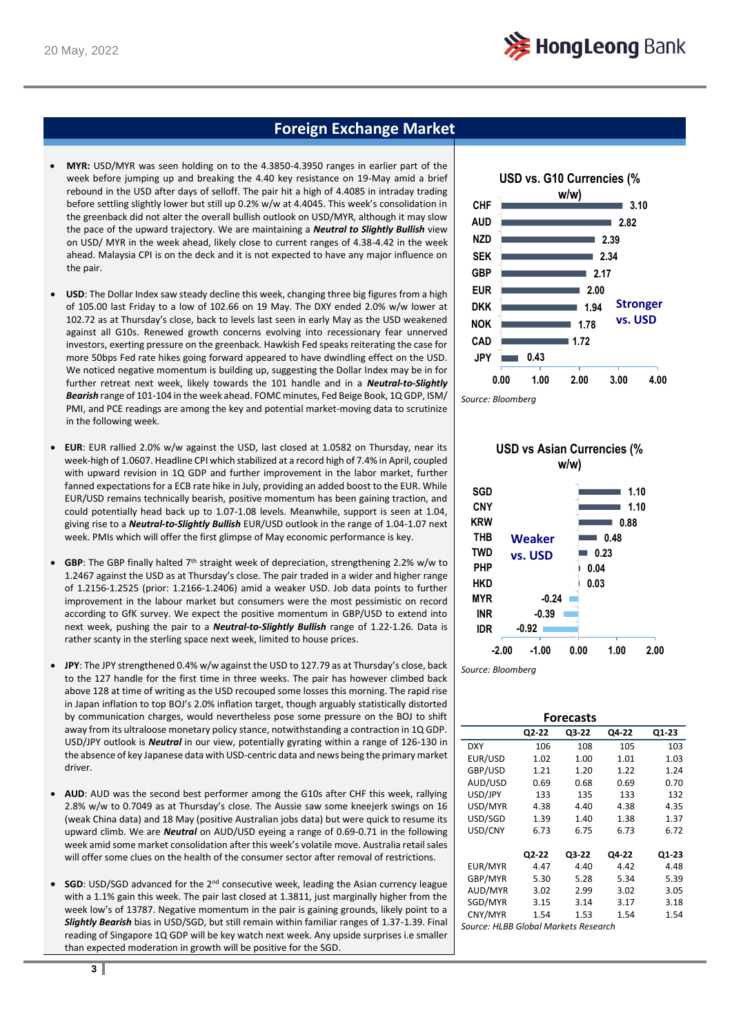## Foreign Exchange Market

- **MYR:** USD/MYR was seen holding on to the 4.3850-4.3950 ranges in earlier part of the week before jumping up and breaking the 4.40 key resistance on 19-May amid a brief rebound in the USD after days of selloff. The pair hit a high of 4.4085 in intraday trading before settling slightly lower but still up 0.2% w/w at 4.4045. This week's consolidation in the greenback did not alter the overall bullish outlook on USD/MYR, although it may slow the pace of the upward trajectory. We are maintaining a ***Neutral to Slightly Bullish*** view on USD/ MYR in the week ahead, likely close to current ranges of 4.38-4.42 in the week ahead. Malaysia CPI is on the deck and it is not expected to have any major influence on the pair.

- **USD**: The Dollar Index saw steady decline this week, changing three big figures from a high of 105.00 last Friday to a low of 102.66 on 19 May. The DXY ended 2.0% w/w lower at 102.72 as at Thursday's close, back to levels last seen in early May as the USD weakened against all G10s. Renewed growth concerns evolving into recessionary fear unnerved investors, exerting pressure on the greenback. Hawkish Fed speaks reiterating the case for more 50bps Fed rate hikes going forward appeared to have dwindling effect on the USD. We noticed negative momentum is building up, suggesting the Dollar Index may be in for further retreat next week, likely towards the 101 handle and in a ***Neutral-to-Slightly Bearish*** range of 101-104 in the week ahead. FOMC minutes, Fed Beige Book, 1Q GDP, ISM/ PMI, and PCE readings are among the key and potential market-moving data to scrutinize in the following week.

- **EUR**: EUR rallied 2.0% w/w against the USD, last closed at 1.0582 on Thursday, near its week-high of 1.0607. Headline CPI which stabilized at a record high of 7.4% in April, coupled with upward revision in 1Q GDP and further improvement in the labor market, further fanned expectations for a ECB rate hike in July, providing an added boost to the EUR. While EUR/USD remains technically bearish, positive momentum has been gaining traction, and could potentially head back up to 1.07-1.08 levels. Meanwhile, support is seen at 1.04, giving rise to a ***Neutral-to-Slightly Bullish*** EUR/USD outlook in the range of 1.04-1.07 next week. PMIs which will offer the first glimpse of May economic performance is key.

- **GBP**: The GBP finally halted 7th straight week of depreciation, strengthening 2.2% w/w to 1.2467 against the USD as at Thursday's close. The pair traded in a wider and higher range of 1.2156-1.2525 (prior: 1.2166-1.2406) amid a weaker USD. Job data points to further improvement in the labour market but consumers were the most pessimistic on record according to GfK survey. We expect the positive momentum in GBP/USD to extend into next week, pushing the pair to a ***Neutral-to-Slightly Bullish*** range of 1.22-1.26. Data is rather scanty in the sterling space next week, limited to house prices.

- **JPY**: The JPY strengthened 0.4% w/w against the USD to 127.79 as at Thursday's close, back to the 127 handle for the first time in three weeks. The pair has however climbed back above 128 at time of writing as the USD recouped some losses this morning. The rapid rise in Japan inflation to top BOJ's 2.0% inflation target, though arguably statistically distorted by communication charges, would nevertheless pose some pressure on the BOJ to shift away from its ultraloose monetary policy stance, notwithstanding a contraction in 1Q GDP. USD/JPY outlook is ***Neutral*** in our view, potentially gyrating within a range of 126-130 in the absence of key Japanese data with USD-centric data and news being the primary market driver.

- **AUD**: AUD was the second best performer among the G10s after CHF this week, rallying 2.8% w/w to 0.7049 as at Thursday's close. The Aussie saw some kneejerk swings on 16 (weak China data) and 18 May (positive Australian jobs data) but were quick to resume its upward climb. We are ***Neutral*** on AUD/USD eyeing a range of 0.69-0.71 in the following week amid some market consolidation after this week's volatile move. Australia retail sales will offer some clues on the health of the consumer sector after removal of restrictions.

- **SGD**: USD/SGD advanced for the 2nd consecutive week, leading the Asian currency league with a 1.1% gain this week. The pair last closed at 1.3811, just marginally higher from the week low's of 13787. Negative momentum in the pair is gaining grounds, likely point to a ***Slightly Bearish*** bias in USD/SGD, but still remain within familiar ranges of 1.37-1.39. Final reading of Singapore 1Q GDP will be key watch next week. Any upside surprises i.e smaller than expected moderation in growth will be positive for the SGD.

**USD vs. G10 Currencies (% w/w)**

Stronger vs. USD

| Currency | % w/w |
|---|---|
| CHF | 3.10 |
| AUD | 2.82 |
| NZD | 2.39 |
| SEK | 2.34 |
| GBP | 2.17 |
| EUR | 2.00 |
| DKK | 1.94 |
| NOK | 1.78 |
| CAD | 1.72 |
| JPY | 0.43 |

*Source: Bloomberg*

**USD vs Asian Currencies (% w/w)**

Weaker vs. USD

| Currency | % w/w |
|---|---|
| SGD | 1.10 |
| CNY | 1.10 |
| KRW | 0.88 |
| THB | 0.48 |
| TWD | 0.23 |
| PHP | 0.04 |
| HKD | 0.03 |
| MYR | -0.24 |
| INR | -0.39 |
| IDR | -0.92 |

*Source: Bloomberg*

**Forecasts**

| | Q2-22 | Q3-22 | Q4-22 | Q1-23 |
|---|---|---|---|---|
| DXY | 106 | 108 | 105 | 103 |
| EUR/USD | 1.02 | 1.00 | 1.01 | 1.03 |
| GBP/USD | 1.21 | 1.20 | 1.22 | 1.24 |
| AUD/USD | 0.69 | 0.68 | 0.69 | 0.70 |
| USD/JPY | 133 | 135 | 133 | 132 |
| USD/MYR | 4.38 | 4.40 | 4.38 | 4.35 |
| USD/SGD | 1.39 | 1.40 | 1.38 | 1.37 |
| USD/CNY | 6.73 | 6.75 | 6.73 | 6.72 |

| | Q2-22 | Q3-22 | Q4-22 | Q1-23 |
|---|---|---|---|---|
| EUR/MYR | 4.47 | 4.40 | 4.42 | 4.48 |
| GBP/MYR | 5.30 | 5.28 | 5.34 | 5.39 |
| AUD/MYR | 3.02 | 2.99 | 3.02 | 3.05 |
| SGD/MYR | 3.15 | 3.14 | 3.17 | 3.18 |
| CNY/MYR | 1.54 | 1.53 | 1.54 | 1.54 |

*Source: HLBB Global Markets Research*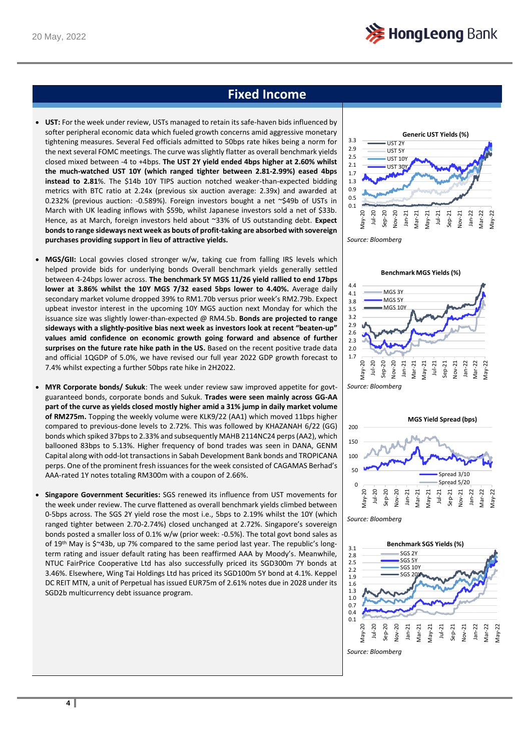## Fixed Income

- **UST:** For the week under review, USTs managed to retain its safe-haven bids influenced by softer peripheral economic data which fueled growth concerns amid aggressive monetary tightening measures. Several Fed officials admitted to 50bps rate hikes being a norm for the next several FOMC meetings. The curve was slightly flatter as overall benchmark yields closed mixed between -4 to +4bps. **The UST 2Y yield ended 4bps higher at 2.60% whilst the much-watched UST 10Y (which ranged tighter between 2.81-2.99%) eased 4bps instead to 2.81**%. The $14b 10Y TIPS auction notched weaker-than-expected bidding metrics with BTC ratio at 2.24x (previous six auction average: 2.39x) and awarded at 0.232% (previous auction: -0.589%). Foreign investors bought a net ~$49b of USTs in March with UK leading inflows with $59b, whilst Japanese investors sold a net of $33b. Hence, as at March, foreign investors held about ~33% of US outstanding debt. **Expect bonds to range sideways next week as bouts of profit-taking are absorbed with sovereign purchases providing support in lieu of attractive yields.**

- **MGS/GII:** Local govvies closed stronger w/w, taking cue from falling IRS levels which helped provide bids for underlying bonds Overall benchmark yields generally settled between 4-24bps lower across. **The benchmark 5Y MGS 11/26 yield rallied to end 17bps lower at 3.86% whilst the 10Y MGS 7/32 eased 5bps lower to 4.40%.** Average daily secondary market volume dropped 39% to RM1.70b versus prior week's RM2.79b. Expect upbeat investor interest in the upcoming 10Y MGS auction next Monday for which the issuance size was slightly lower-than-expected @ RM4.5b. **Bonds are projected to range sideways with a slightly-positive bias next week as investors look at recent "beaten-up" values amid confidence on economic growth going forward and absence of further surprises on the future rate hike path in the US.** Based on the recent positive trade data and official 1QGDP of 5.0%, we have revised our full year 2022 GDP growth forecast to 7.4% whilst expecting a further 50bps rate hike in 2H2022.

- **MYR Corporate bonds/ Sukuk**: The week under review saw improved appetite for govt-guaranteed bonds, corporate bonds and Sukuk. **Trades were seen mainly across GG-AA part of the curve as yields closed mostly higher amid a 31% jump in daily market volume of RM275m.** Topping the weekly volume were KLK9/22 (AA1) which moved 11bps higher compared to previous-done levels to 2.72%. This was followed by KHAZANAH 6/22 (GG) bonds which spiked 37bps to 2.33% and subsequently MAHB 2114NC24 perps (AA2), which ballooned 83bps to 5.13%. Higher frequency of bond trades was seen in DANA, GENM Capital along with odd-lot transactions in Sabah Development Bank bonds and TROPICANA perps. One of the prominent fresh issuances for the week consisted of CAGAMAS Berhad's AAA-rated 1Y notes totaling RM300m with a coupon of 2.66%.

- **Singapore Government Securities:** SGS renewed its influence from UST movements for the week under review. The curve flattened as overall benchmark yields climbed between 0-5bps across. The SGS 2Y yield rose the most i.e., 5bps to 2.19% whilst the 10Y (which ranged tighter between 2.70-2.74%) closed unchanged at 2.72%. Singapore's sovereign bonds posted a smaller loss of 0.1% w/w (prior week: -0.5%). The total govt bond sales as of 19th May is $~43b, up 7% compared to the same period last year. The republic's long-term rating and issuer default rating has been reaffirmed AAA by Moody's. Meanwhile, NTUC FairPrice Cooperative Ltd has also successfully priced its SGD300m 7Y bonds at 3.46%. Elsewhere, Wing Tai Holdings Ltd has priced its SGD100m 5Y bond at 4.1%. Keppel DC REIT MTN, a unit of Perpetual has issued EUR75m of 2.61% notes due in 2028 under its SGD2b multicurrency debt issuance program.

**Generic UST Yields (%)**

*Source: Bloomberg*

**Benchmark MGS Yields (%)**

*Source: Bloomberg*

**MGS Yield Spread (bps)**

*Source: Bloomberg*

**Benchmark SGS Yields (%)**

*Source: Bloomberg*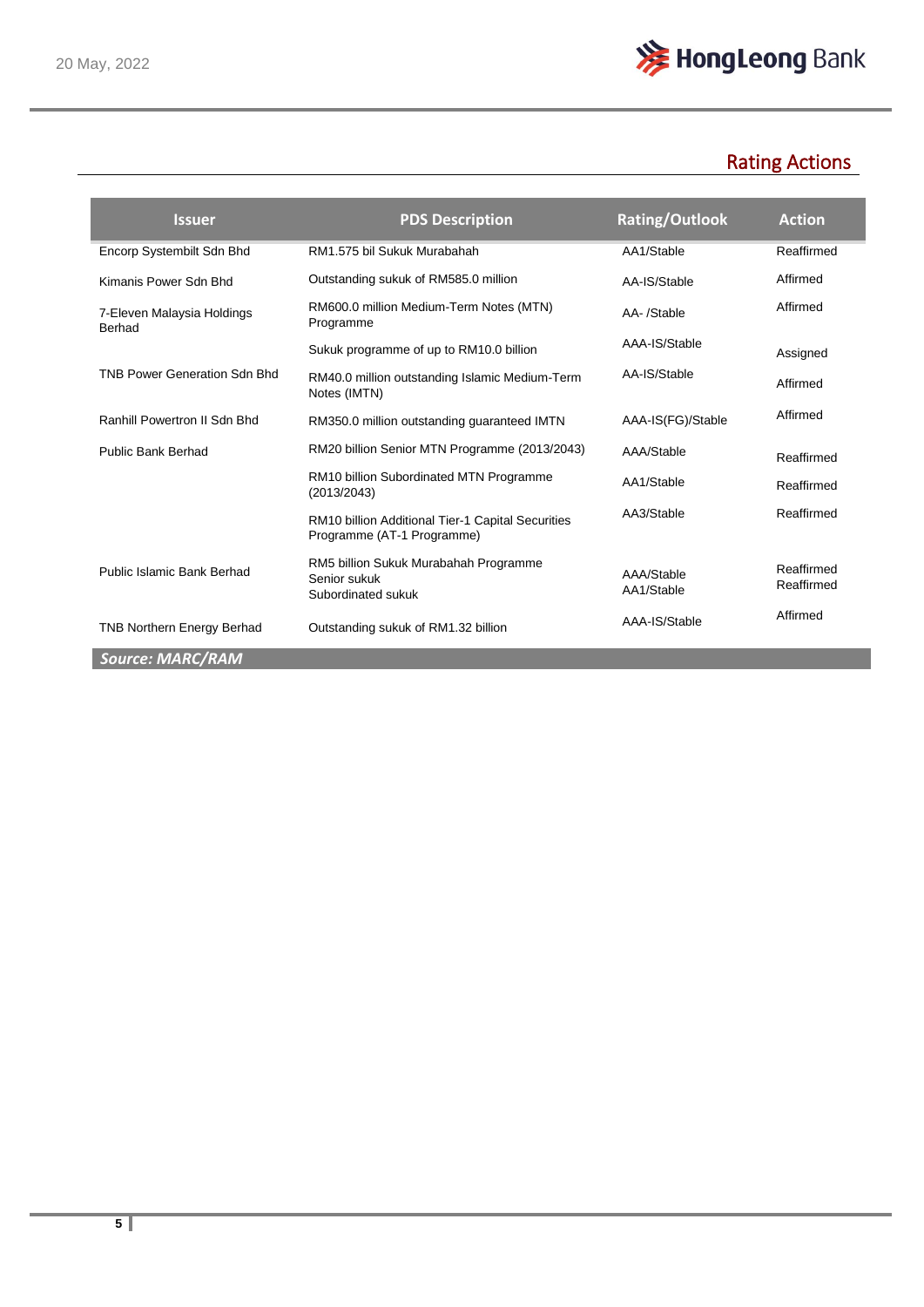## Rating Actions

| Issuer | PDS Description | Rating/Outlook | Action |
|---|---|---|---|
| Encorp Systembilt Sdn Bhd | RM1.575 bil Sukuk Murabahah | AA1/Stable | Reaffirmed |
| Kimanis Power Sdn Bhd | Outstanding sukuk of RM585.0 million | AA-IS/Stable | Affirmed |
| 7-Eleven Malaysia Holdings Berhad | RM600.0 million Medium-Term Notes (MTN) Programme | AA- /Stable | Affirmed |
| TNB Power Generation Sdn Bhd | Sukuk programme of up to RM10.0 billion | AAA-IS/Stable | Assigned |
| | RM40.0 million outstanding Islamic Medium-Term Notes (IMTN) | AA-IS/Stable | Affirmed |
| Ranhill Powertron II Sdn Bhd | RM350.0 million outstanding guaranteed IMTN | AAA-IS(FG)/Stable | Affirmed |
| Public Bank Berhad | RM20 billion Senior MTN Programme (2013/2043) | AAA/Stable | Reaffirmed |
| | RM10 billion Subordinated MTN Programme (2013/2043) | AA1/Stable | Reaffirmed |
| | RM10 billion Additional Tier-1 Capital Securities Programme (AT-1 Programme) | AA3/Stable | Reaffirmed |
| Public Islamic Bank Berhad | RM5 billion Sukuk Murabahah Programme<br>Senior sukuk<br>Subordinated sukuk | AAA/Stable<br>AA1/Stable | Reaffirmed<br>Reaffirmed |
| TNB Northern Energy Berhad | Outstanding sukuk of RM1.32 billion | AAA-IS/Stable | Affirmed |

*Source: MARC/RAM*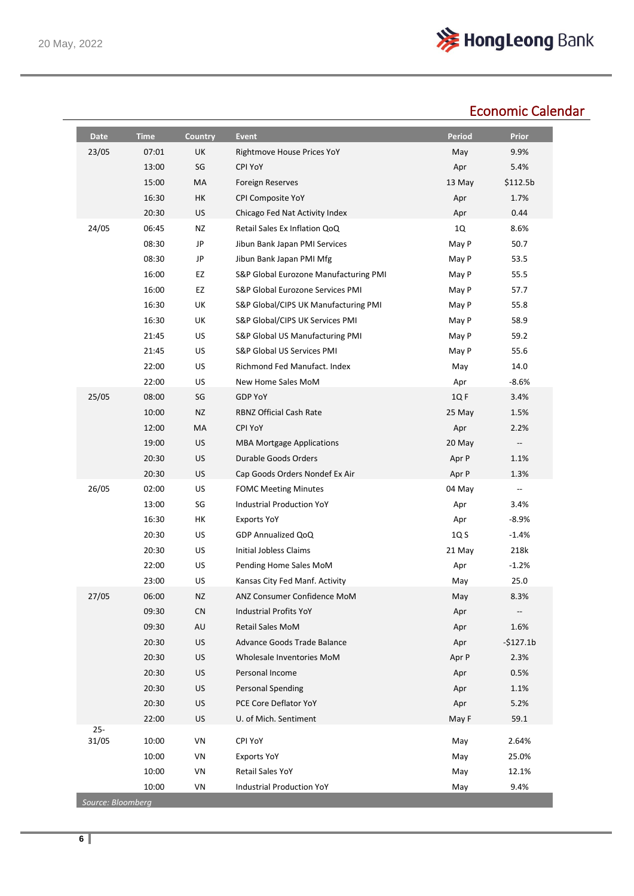## Economic Calendar

| Date | Time | Country | Event | Period | Prior |
|---|---|---|---|---|---|
| 23/05 | 07:01 | UK | Rightmove House Prices YoY | May | 9.9% |
| | 13:00 | SG | CPI YoY | Apr | 5.4% |
| | 15:00 | MA | Foreign Reserves | 13 May | $112.5b |
| | 16:30 | HK | CPI Composite YoY | Apr | 1.7% |
| | 20:30 | US | Chicago Fed Nat Activity Index | Apr | 0.44 |
| 24/05 | 06:45 | NZ | Retail Sales Ex Inflation QoQ | 1Q | 8.6% |
| | 08:30 | JP | Jibun Bank Japan PMI Services | May P | 50.7 |
| | 08:30 | JP | Jibun Bank Japan PMI Mfg | May P | 53.5 |
| | 16:00 | EZ | S&P Global Eurozone Manufacturing PMI | May P | 55.5 |
| | 16:00 | EZ | S&P Global Eurozone Services PMI | May P | 57.7 |
| | 16:30 | UK | S&P Global/CIPS UK Manufacturing PMI | May P | 55.8 |
| | 16:30 | UK | S&P Global/CIPS UK Services PMI | May P | 58.9 |
| | 21:45 | US | S&P Global US Manufacturing PMI | May P | 59.2 |
| | 21:45 | US | S&P Global US Services PMI | May P | 55.6 |
| | 22:00 | US | Richmond Fed Manufact. Index | May | 14.0 |
| | 22:00 | US | New Home Sales MoM | Apr | -8.6% |
| 25/05 | 08:00 | SG | GDP YoY | 1Q F | 3.4% |
| | 10:00 | NZ | RBNZ Official Cash Rate | 25 May | 1.5% |
| | 12:00 | MA | CPI YoY | Apr | 2.2% |
| | 19:00 | US | MBA Mortgage Applications | 20 May | -- |
| | 20:30 | US | Durable Goods Orders | Apr P | 1.1% |
| | 20:30 | US | Cap Goods Orders Nondef Ex Air | Apr P | 1.3% |
| 26/05 | 02:00 | US | FOMC Meeting Minutes | 04 May | -- |
| | 13:00 | SG | Industrial Production YoY | Apr | 3.4% |
| | 16:30 | HK | Exports YoY | Apr | -8.9% |
| | 20:30 | US | GDP Annualized QoQ | 1Q S | -1.4% |
| | 20:30 | US | Initial Jobless Claims | 21 May | 218k |
| | 22:00 | US | Pending Home Sales MoM | Apr | -1.2% |
| | 23:00 | US | Kansas City Fed Manf. Activity | May | 25.0 |
| 27/05 | 06:00 | NZ | ANZ Consumer Confidence MoM | May | 8.3% |
| | 09:30 | CN | Industrial Profits YoY | Apr | -- |
| | 09:30 | AU | Retail Sales MoM | Apr | 1.6% |
| | 20:30 | US | Advance Goods Trade Balance | Apr | -$127.1b |
| | 20:30 | US | Wholesale Inventories MoM | Apr P | 2.3% |
| | 20:30 | US | Personal Income | Apr | 0.5% |
| | 20:30 | US | Personal Spending | Apr | 1.1% |
| | 20:30 | US | PCE Core Deflator YoY | Apr | 5.2% |
| | 22:00 | US | U. of Mich. Sentiment | May F | 59.1 |
| 25-31/05 | 10:00 | VN | CPI YoY | May | 2.64% |
| | 10:00 | VN | Exports YoY | May | 25.0% |
| | 10:00 | VN | Retail Sales YoY | May | 12.1% |
| | 10:00 | VN | Industrial Production YoY | May | 9.4% |

*Source: Bloomberg*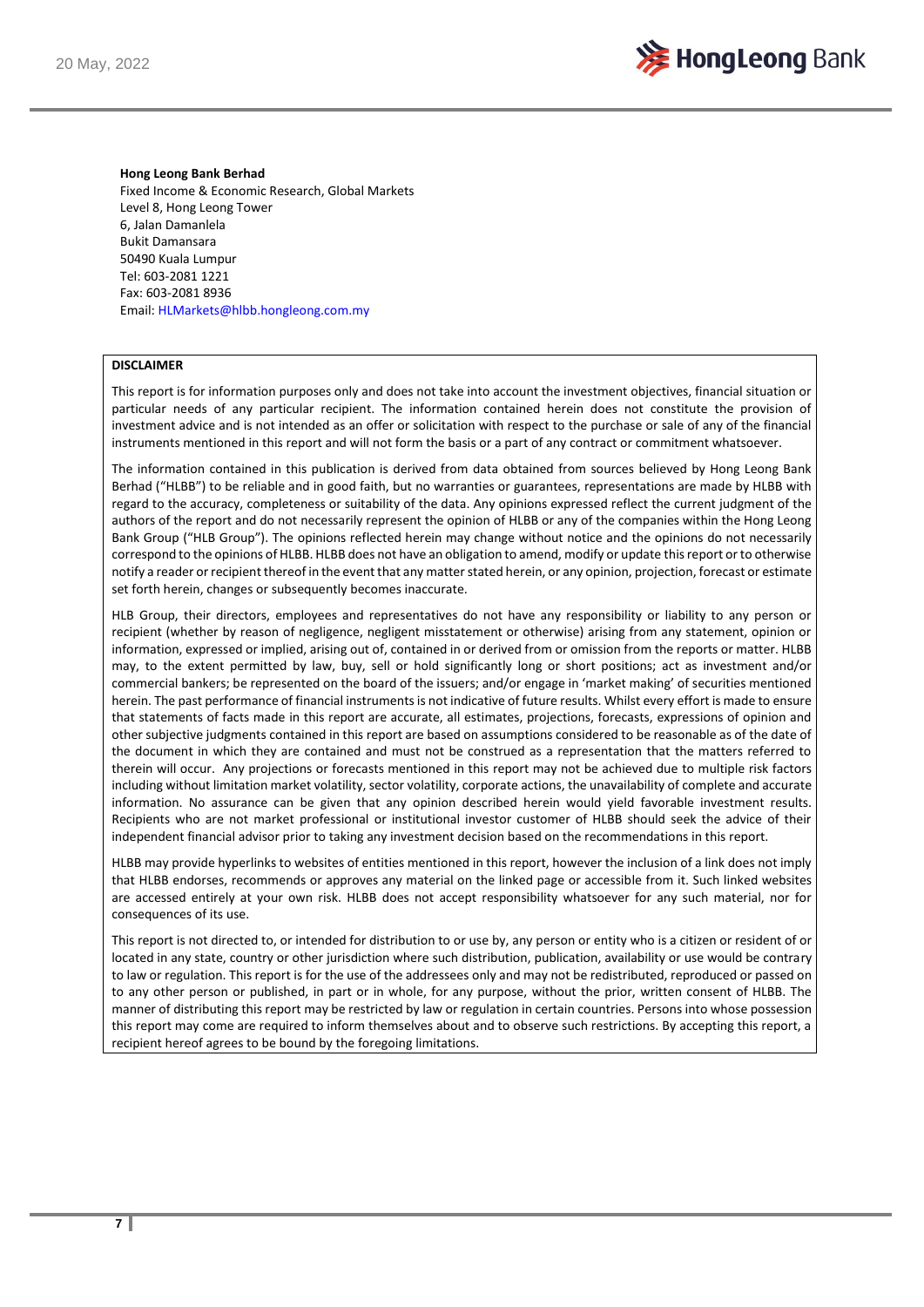**Hong Leong Bank Berhad**
Fixed Income & Economic Research, Global Markets
Level 8, Hong Leong Tower
6, Jalan Damanlela
Bukit Damansara
50490 Kuala Lumpur
Tel: 603-2081 1221
Fax: 603-2081 8936
Email: HLMarkets@hlbb.hongleong.com.my

**DISCLAIMER**

This report is for information purposes only and does not take into account the investment objectives, financial situation or particular needs of any particular recipient. The information contained herein does not constitute the provision of investment advice and is not intended as an offer or solicitation with respect to the purchase or sale of any of the financial instruments mentioned in this report and will not form the basis or a part of any contract or commitment whatsoever.

The information contained in this publication is derived from data obtained from sources believed by Hong Leong Bank Berhad ("HLBB") to be reliable and in good faith, but no warranties or guarantees, representations are made by HLBB with regard to the accuracy, completeness or suitability of the data. Any opinions expressed reflect the current judgment of the authors of the report and do not necessarily represent the opinion of HLBB or any of the companies within the Hong Leong Bank Group ("HLB Group"). The opinions reflected herein may change without notice and the opinions do not necessarily correspond to the opinions of HLBB. HLBB does not have an obligation to amend, modify or update this report or to otherwise notify a reader or recipient thereof in the event that any matter stated herein, or any opinion, projection, forecast or estimate set forth herein, changes or subsequently becomes inaccurate.

HLB Group, their directors, employees and representatives do not have any responsibility or liability to any person or recipient (whether by reason of negligence, negligent misstatement or otherwise) arising from any statement, opinion or information, expressed or implied, arising out of, contained in or derived from or omission from the reports or matter. HLBB may, to the extent permitted by law, buy, sell or hold significantly long or short positions; act as investment and/or commercial bankers; be represented on the board of the issuers; and/or engage in 'market making' of securities mentioned herein. The past performance of financial instruments is not indicative of future results. Whilst every effort is made to ensure that statements of facts made in this report are accurate, all estimates, projections, forecasts, expressions of opinion and other subjective judgments contained in this report are based on assumptions considered to be reasonable as of the date of the document in which they are contained and must not be construed as a representation that the matters referred to therein will occur. Any projections or forecasts mentioned in this report may not be achieved due to multiple risk factors including without limitation market volatility, sector volatility, corporate actions, the unavailability of complete and accurate information. No assurance can be given that any opinion described herein would yield favorable investment results. Recipients who are not market professional or institutional investor customer of HLBB should seek the advice of their independent financial advisor prior to taking any investment decision based on the recommendations in this report.

HLBB may provide hyperlinks to websites of entities mentioned in this report, however the inclusion of a link does not imply that HLBB endorses, recommends or approves any material on the linked page or accessible from it. Such linked websites are accessed entirely at your own risk. HLBB does not accept responsibility whatsoever for any such material, nor for consequences of its use.

This report is not directed to, or intended for distribution to or use by, any person or entity who is a citizen or resident of or located in any state, country or other jurisdiction where such distribution, publication, availability or use would be contrary to law or regulation. This report is for the use of the addressees only and may not be redistributed, reproduced or passed on to any other person or published, in part or in whole, for any purpose, without the prior, written consent of HLBB. The manner of distributing this report may be restricted by law or regulation in certain countries. Persons into whose possession this report may come are required to inform themselves about and to observe such restrictions. By accepting this report, a recipient hereof agrees to be bound by the foregoing limitations.